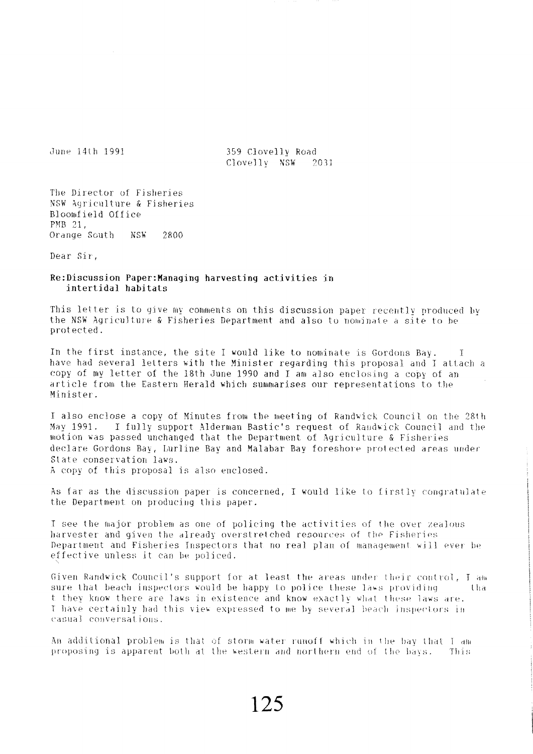June 14th 1991

359 Clovelly Road
Clovelly NSW 2031

The Director of Fisheries
NSW Agriculture & Fisheries
Bloomfield Office
PMB 21,
Orange South NSW 2800

Dear Sir,

**Re:Discussion Paper:Managing harvesting activities in intertidal habitats**

This letter is to give my comments on this discussion paper recently produced by the NSW Agriculture & Fisheries Department and also to nominate a site to be protected.

In the first instance, the site I would like to nominate is Gordons Bay. I have had several letters with the Minister regarding this proposal and I attach a copy of my letter of the 18th June 1990 and I am also enclosing a copy of an article from the Eastern Herald which summarises our representations to the Minister.

I also enclose a copy of Minutes from the meeting of Randwick Council on the 28th May 1991. I fully support Alderman Bastic's request of Randwick Council and the motion was passed unchanged that the Department of Agriculture & Fisheries declare Gordons Bay, Lurline Bay and Malabar Bay foreshore protected areas under State conservation laws.
A copy of this proposal is also enclosed.

As far as the discussion paper is concerned, I would like to firstly congratulate the Department on producing this paper.

I see the major problem as one of policing the activities of the over zealous harvester and given the already overstretched resources of the Fisheries Department and Fisheries Inspectors that no real plan of management will ever be effective unless it can be policed.

Given Randwick Council's support for at least the areas under their control, I am sure that beach inspectors would be happy to police these laws providing tha t they know there are laws in existence and know exactly what these laws are. I have certainly had this view expressed to me by several beach inspectors in casual conversations.

An additional problem is that of storm water runoff which in the bay that I am proposing is apparent both at the western and northern end of the bays. This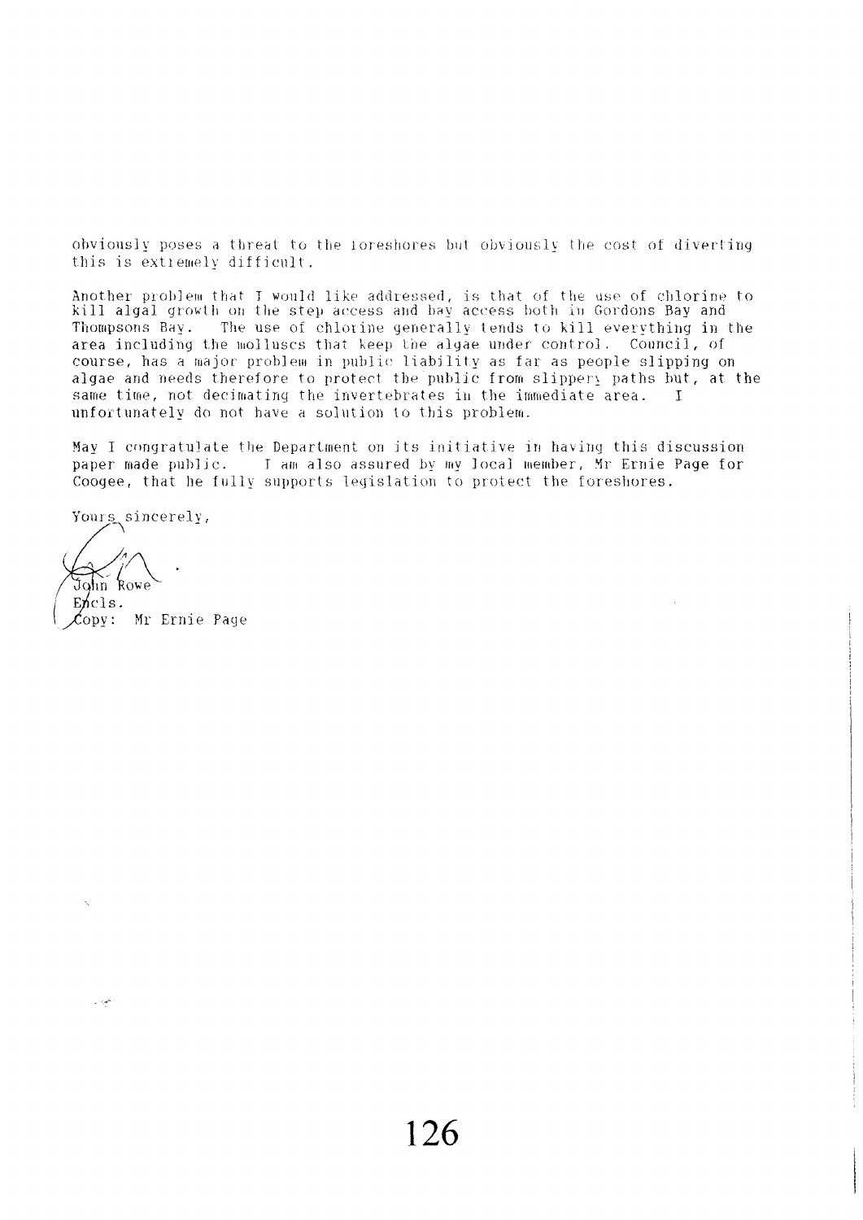obviously poses a threat to the foreshores but obviously the cost of diverting this is extremely difficult.

Another problem that I would like addressed, is that of the use of chlorine to kill algal growth on the step access and bay access both in Gordons Bay and Thompsons Bay. The use of chlorine generally tends to kill everything in the area including the molluscs that keep the algae under control. Council, of course, has a major problem in public liability as far as people slipping on algae and needs therefore to protect the public from slippery paths but, at the same time, not decimating the invertebrates in the immediate area. I unfortunately do not have a solution to this problem.

May I congratulate the Department on its initiative in having this discussion paper made public. I am also assured by my local member, Mr Ernie Page for Coogee, that he fully supports legislation to protect the foreshores.

Yours sincerely,

John Rowe

Encls.

Copy: Mr Ernie Page